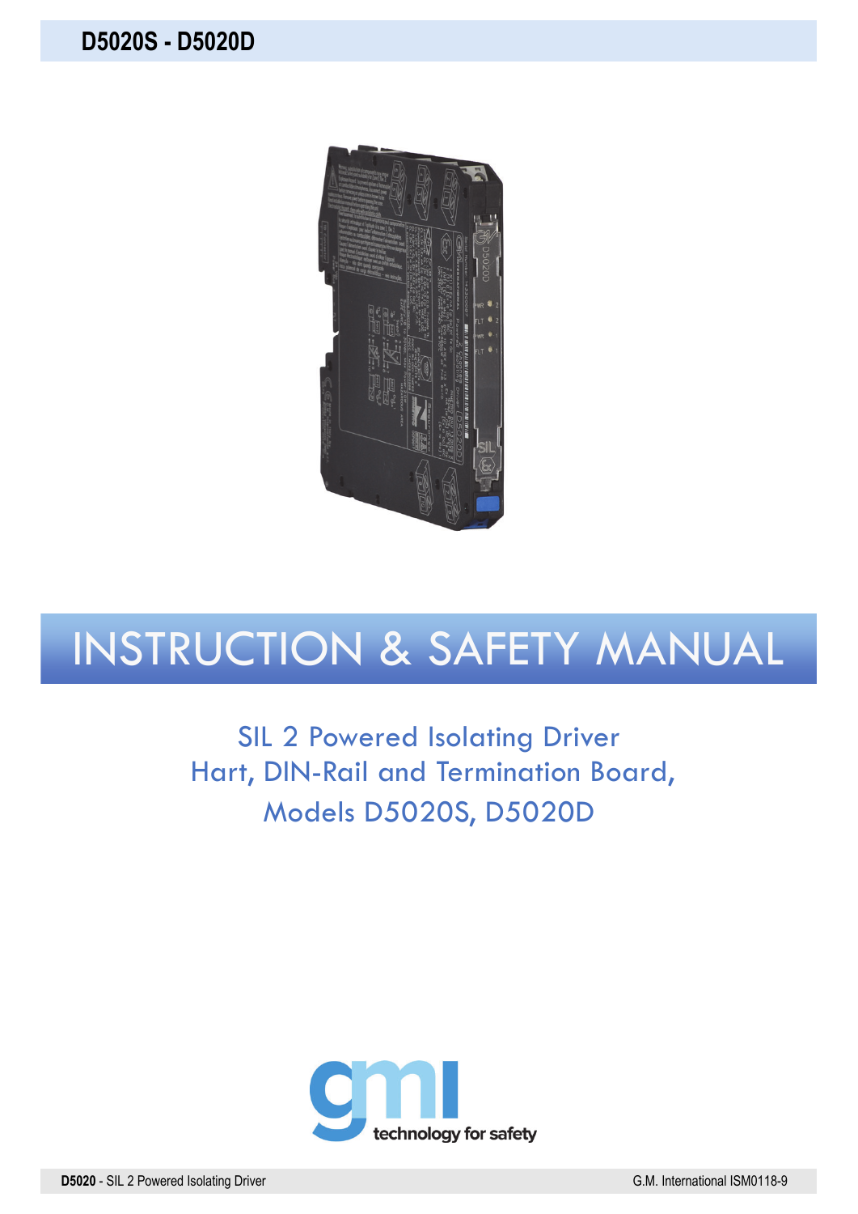# D5020S - D5020D

# INSTRUCTION & SAFETY MANUAL

SIL 2 Powered Isolating Driver
Hart, DIN-Rail and Termination Board,
Models D5020S, D5020D

gmi technology for safety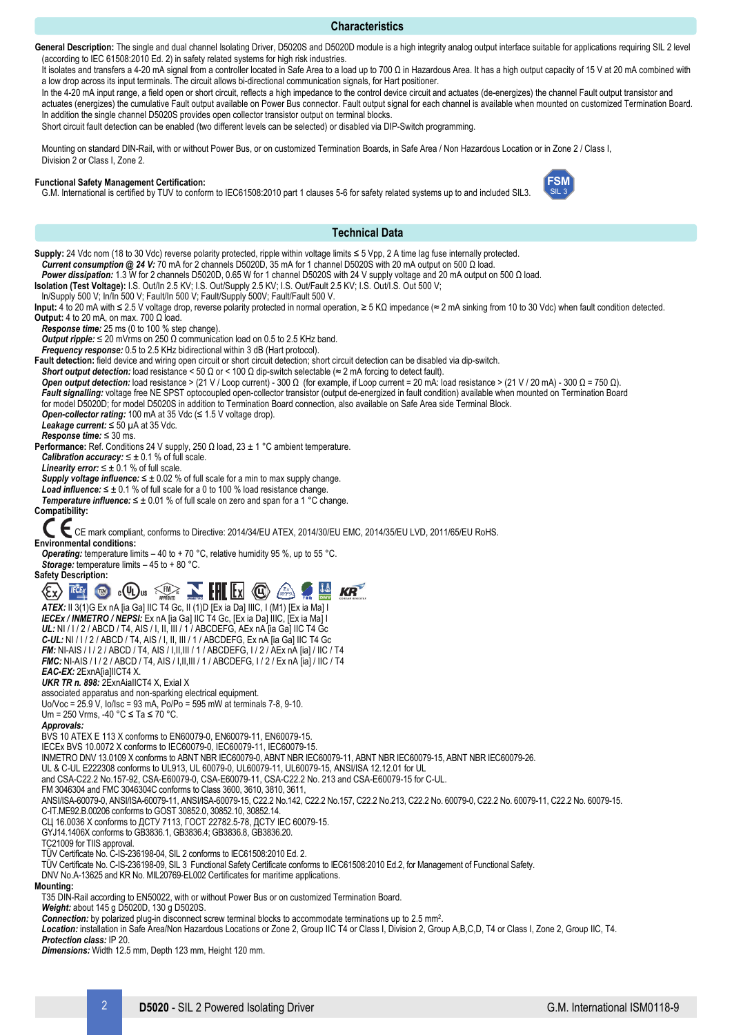## Characteristics

**General Description:** The single and dual channel Isolating Driver, D5020S and D5020D module is a high integrity analog output interface suitable for applications requiring SIL 2 level (according to IEC 61508:2010 Ed. 2) in safety related systems for high risk industries.
It isolates and transfers a 4-20 mA signal from a controller located in Safe Area to a load up to 700 Ω in Hazardous Area. It has a high output capacity of 15 V at 20 mA combined with a low drop across its input terminals. The circuit allows bi-directional communication signals, for Hart positioner.
In the 4-20 mA input range, a field open or short circuit, reflects a high impedance to the control device circuit and actuates (de-energizes) the channel Fault output transistor and actuates (energizes) the cumulative Fault output available on Power Bus connector. Fault output signal for each channel is available when mounted on customized Termination Board. In addition the single channel D5020S provides open collector transistor output on terminal blocks.
Short circuit fault detection can be enabled (two different levels can be selected) or disabled via DIP-Switch programming.

Mounting on standard DIN-Rail, with or without Power Bus, or on customized Termination Boards, in Safe Area / Non Hazardous Location or in Zone 2 / Class I, Division 2 or Class I, Zone 2.

**Functional Safety Management Certification:**
G.M. International is certified by TUV to conform to IEC61508:2010 part 1 clauses 5-6 for safety related systems up to and included SIL3.

FSM SIL 3

## Technical Data

**Supply:** 24 Vdc nom (18 to 30 Vdc) reverse polarity protected, ripple within voltage limits ≤ 5 Vpp, 2 A time lag fuse internally protected.
*Current consumption @ 24 V:* 70 mA for 2 channels D5020D, 35 mA for 1 channel D5020S with 20 mA output on 500 Ω load.
*Power dissipation:* 1.3 W for 2 channels D5020D, 0.65 W for 1 channel D5020S with 24 V supply voltage and 20 mA output on 500 Ω load.
**Isolation (Test Voltage):** I.S. Out/In 2.5 KV; I.S. Out/Supply 2.5 KV; I.S. Out/Fault 2.5 KV; I.S. Out/I.S. Out 500 V;
In/Supply 500 V; In/In 500 V; Fault/In 500 V; Fault/Supply 500V; Fault/Fault 500 V.
**Input:** 4 to 20 mA with ≤ 2.5 V voltage drop, reverse polarity protected in normal operation, ≥ 5 KΩ impedance (≈ 2 mA sinking from 10 to 30 Vdc) when fault condition detected.
**Output:** 4 to 20 mA, on max. 700 Ω load.
*Response time:* 25 ms (0 to 100 % step change).
*Output ripple:* ≤ 20 mVrms on 250 Ω communication load on 0.5 to 2.5 KHz band.
*Frequency response:* 0.5 to 2.5 KHz bidirectional within 3 dB (Hart protocol).
**Fault detection:** field device and wiring open circuit or short circuit detection; short circuit detection can be disabled via dip-switch.
*Short output detection:* load resistance < 50 Ω or < 100 Ω dip-switch selectable (≈ 2 mA forcing to detect fault).
*Open output detection:* load resistance > (21 V / Loop current) - 300 Ω (for example, if Loop current = 20 mA: load resistance > (21 V / 20 mA) - 300 Ω = 750 Ω).
*Fault signalling:* voltage free NE SPST optocoupled open-collector transistor (output de-energized in fault condition) available when mounted on Termination Board for model D5020D; for model D5020S in addition to Termination Board connection, also available on Safe Area side Terminal Block.
*Open-collector rating:* 100 mA at 35 Vdc (≤ 1.5 V voltage drop).
*Leakage current:* ≤ 50 μA at 35 Vdc.
*Response time:* ≤ 30 ms.
**Performance:** Ref. Conditions 24 V supply, 250 Ω load, 23 ± 1 °C ambient temperature.
*Calibration accuracy:* ≤ ± 0.1 % of full scale.
*Linearity error:* ≤ ± 0.1 % of full scale.
*Supply voltage influence:* ≤ ± 0.02 % of full scale for a min to max supply change.
*Load influence:* ≤ ± 0.1 % of full scale for a 0 to 100 % load resistance change.
*Temperature influence:* ≤ ± 0.01 % of full scale on zero and span for a 1 °C change.
**Compatibility:**
CE mark compliant, conforms to Directive: 2014/34/EU ATEX, 2014/30/EU EMC, 2014/35/EU LVD, 2011/65/EU RoHS.
**Environmental conditions:**
*Operating:* temperature limits – 40 to + 70 °C, relative humidity 95 %, up to 55 °C.
*Storage:* temperature limits – 45 to + 80 °C.
**Safety Description:**
*ATEX:* II 3(1)G Ex nA [ia Ga] IIC T4 Gc, II (1)D [Ex ia Da] IIIC, I (M1) [Ex ia Ma] I
*IECEx / INMETRO / NEPSI:* Ex nA [ia Ga] IIC T4 Gc, [Ex ia Da] IIIC, [Ex ia Ma] I
*UL:* NI / I / 2 / ABCD / T4, AIS / I, II, III / 1 / ABCDEFG, AEx nA [ia Ga] IIC T4 Gc
*C-UL:* NI / I / 2 / ABCD / T4, AIS / I, II, III / 1 / ABCDEFG, Ex nA [ia Ga] IIC T4 Gc
*FM:* NI-AIS / I / 2 / ABCD / T4, AIS / I,II,III / 1 / ABCDEFG, I / 2 / AEx nA [ia] / IIC / T4
*FMC:* NI-AIS / I / 2 / ABCD / T4, AIS / I,II,III / 1 / ABCDEFG, I / 2 / Ex nA [ia] / IIC / T4
*EAC-EX:* 2ExnA[ia]IICT4 X.
*UKR TR n. 898:* 2ExnAiaIICT4 X, ExiaI X
associated apparatus and non-sparking electrical equipment.
Uo/Voc = 25.9 V, Io/Isc = 93 mA, Po/Po = 595 mW at terminals 7-8, 9-10.
Um = 250 Vrms, -40 °C ≤ Ta ≤ 70 °C.
*Approvals:*
BVS 10 ATEX E 113 X conforms to EN60079-0, EN60079-11, EN60079-15.
IECEx BVS 10.0072 X conforms to IEC60079-0, IEC60079-11, IEC60079-15.
INMETRO DNV 13.0109 X conforms to ABNT NBR IEC60079-0, ABNT NBR IEC60079-11, ABNT NBR IEC60079-15, ABNT NBR IEC60079-26.
UL & C-UL E222308 conforms to UL913, UL 60079-0, UL60079-11, UL60079-15, ANSI/ISA 12.12.01 for UL
and CSA-C22.2 No.157-92, CSA-E60079-0, CSA-E60079-11, CSA-C22.2 No. 213 and CSA-E60079-15 for C-UL.
FM 3046304 and FMC 3046304C conforms to Class 3600, 3610, 3810, 3611,
ANSI/ISA-60079-0, ANSI/ISA-60079-11, ANSI/ISA-60079-15, C22.2 No.142, C22.2 No.157, C22.2 No.213, C22.2 No. 60079-0, C22.2 No. 60079-11, C22.2 No. 60079-15.
C-IT.ME92.B.00206 conforms to GOST 30852.0, 30852.10, 30852.14.
СЦ 16.0036 X conforms to ДСТУ 7113, ГОСТ 22782.5-78, ДСТУ IEC 60079-15.
GYJ14.1406X conforms to GB3836.1, GB3836.4; GB3836.8, GB3836.20.
TC21009 for TIIS approval.
TÜV Certificate No. C-IS-236198-04, SIL 2 conforms to IEC61508:2010 Ed. 2.
TÜV Certificate No. C-IS-236198-09, SIL 3 Functional Safety Certificate conforms to IEC61508:2010 Ed.2, for Management of Functional Safety.
DNV No.A-13625 and KR No. MIL20769-EL002 Certificates for maritime applications.
**Mounting:**
T35 DIN-Rail according to EN50022, with or without Power Bus or on customized Termination Board.
*Weight:* about 145 g D5020D, 130 g D5020S.
*Connection:* by polarized plug-in disconnect screw terminal blocks to accommodate terminations up to 2.5 mm².
*Location:* installation in Safe Area/Non Hazardous Locations or Zone 2, Group IIC T4 or Class I, Division 2, Group A,B,C,D, T4 or Class I, Zone 2, Group IIC, T4.
*Protection class:* IP 20.
*Dimensions:* Width 12.5 mm, Depth 123 mm, Height 120 mm.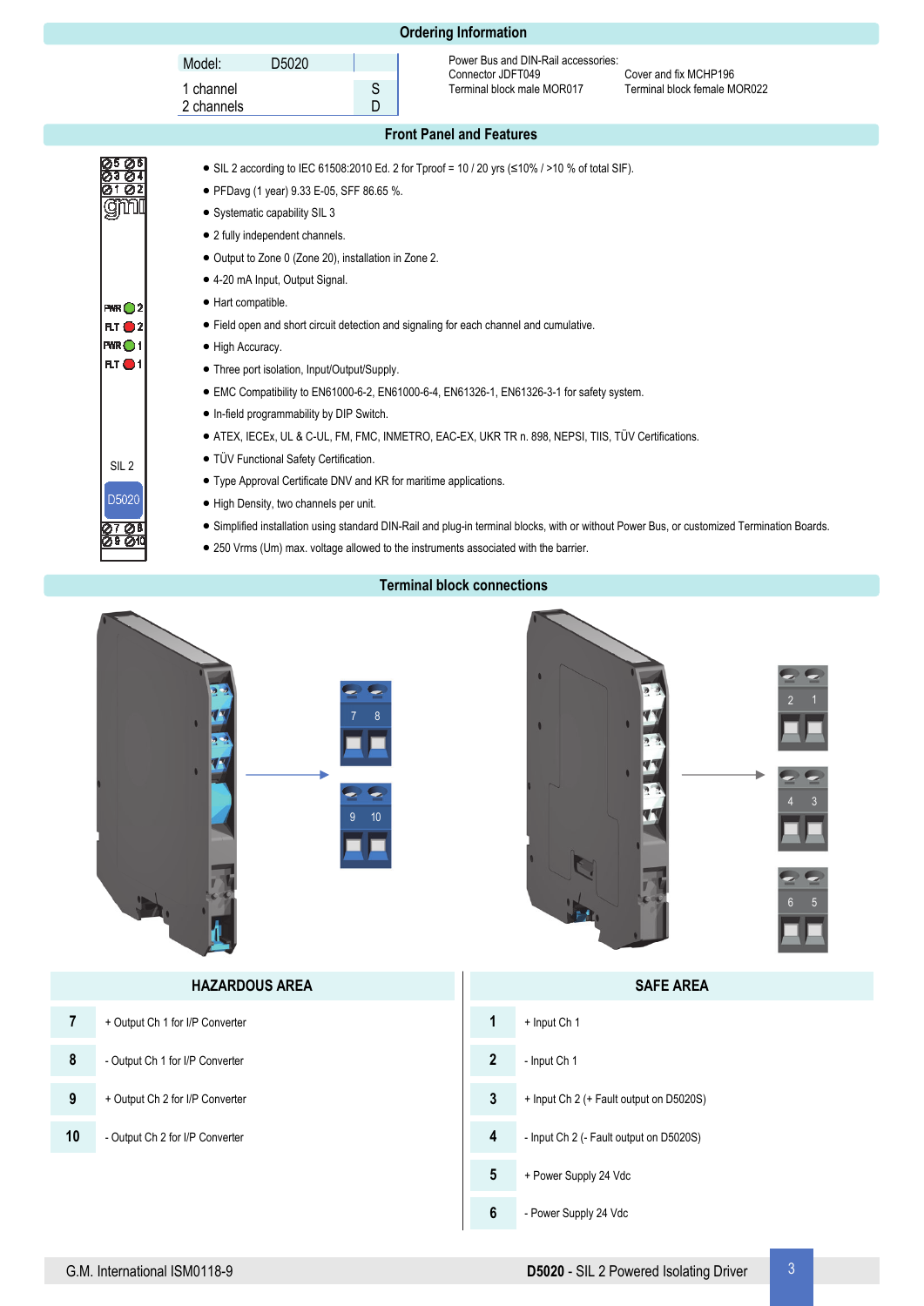## Ordering Information

| Model: | D5020 |
|---|---|
| 1 channel | S |
| 2 channels | D |

Power Bus and DIN-Rail accessories:
Connector JDFT049 — Cover and fix MCHP196
Terminal block male MOR017 — Terminal block female MOR022

## Front Panel and Features

- SIL 2 according to IEC 61508:2010 Ed. 2 for Tproof = 10 / 20 yrs (≤10% / >10 % of total SIF).
- PFDavg (1 year) 9.33 E-05, SFF 86.65 %.
- Systematic capability SIL 3
- 2 fully independent channels.
- Output to Zone 0 (Zone 20), installation in Zone 2.
- 4-20 mA Input, Output Signal.
- Hart compatible.
- Field open and short circuit detection and signaling for each channel and cumulative.
- High Accuracy.
- Three port isolation, Input/Output/Supply.
- EMC Compatibility to EN61000-6-2, EN61000-6-4, EN61326-1, EN61326-3-1 for safety system.
- In-field programmability by DIP Switch.
- ATEX, IECEx, UL & C-UL, FM, FMC, INMETRO, EAC-EX, UKR TR n. 898, NEPSI, TIIS, TÜV Certifications.
- TÜV Functional Safety Certification.
- Type Approval Certificate DNV and KR for maritime applications.
- High Density, two channels per unit.
- Simplified installation using standard DIN-Rail and plug-in terminal blocks, with or without Power Bus, or customized Termination Boards.
- 250 Vrms (Um) max. voltage allowed to the instruments associated with the barrier.

## Terminal block connections

| HAZARDOUS AREA | |
|---|---|
| 7 | + Output Ch 1 for I/P Converter |
| 8 | - Output Ch 1 for I/P Converter |
| 9 | + Output Ch 2 for I/P Converter |
| 10 | - Output Ch 2 for I/P Converter |

| SAFE AREA | |
|---|---|
| 1 | + Input Ch 1 |
| 2 | - Input Ch 1 |
| 3 | + Input Ch 2 (+ Fault output on D5020S) |
| 4 | - Input Ch 2 (- Fault output on D5020S) |
| 5 | + Power Supply 24 Vdc |
| 6 | - Power Supply 24 Vdc |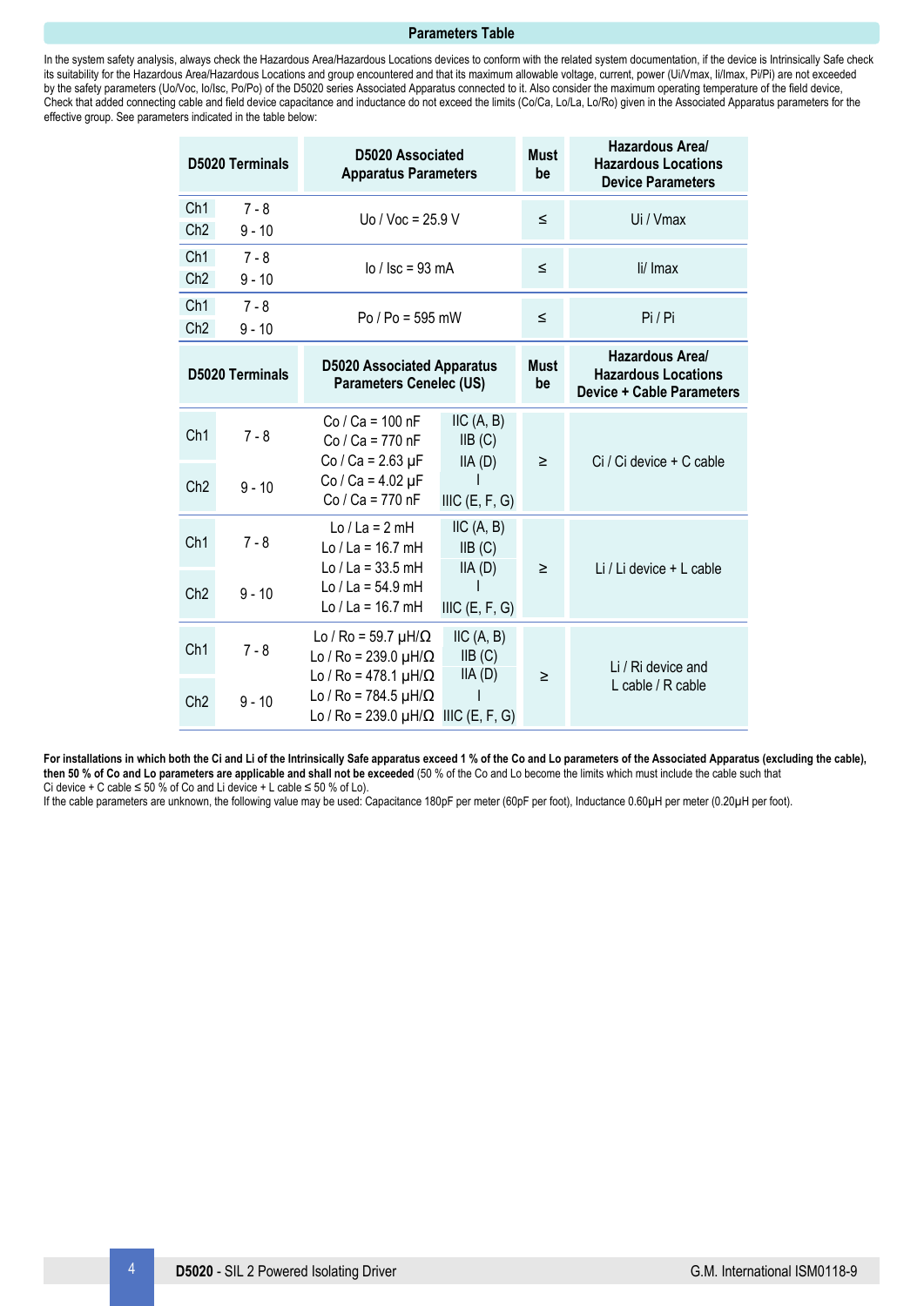## Parameters Table

In the system safety analysis, always check the Hazardous Area/Hazardous Locations devices to conform with the related system documentation, if the device is Intrinsically Safe check its suitability for the Hazardous Area/Hazardous Locations and group encountered and that its maximum allowable voltage, current, power (Ui/Vmax, Ii/Imax, Pi/Pi) are not exceeded by the safety parameters (Uo/Voc, Io/Isc, Po/Po) of the D5020 series Associated Apparatus connected to it. Also consider the maximum operating temperature of the field device, Check that added connecting cable and field device capacitance and inductance do not exceed the limits (Co/Ca, Lo/La, Lo/Ro) given in the Associated Apparatus parameters for the effective group. See parameters indicated in the table below:

| D5020 Terminals | | D5020 Associated Apparatus Parameters | | Must be | Hazardous Area/ Hazardous Locations Device Parameters |
|---|---|---|---|---|---|
| Ch1 | 7 - 8 | Uo / Voc = 25.9 V | | ≤ | Ui / Vmax |
| Ch2 | 9 - 10 | | | | |
| Ch1 | 7 - 8 | Io / Isc = 93 mA | | ≤ | Ii/ Imax |
| Ch2 | 9 - 10 | | | | |
| Ch1 | 7 - 8 | Po / Po = 595 mW | | ≤ | Pi / Pi |
| Ch2 | 9 - 10 | | | | |
| **D5020 Terminals** | | **D5020 Associated Apparatus Parameters Cenelec (US)** | | **Must be** | **Hazardous Area/ Hazardous Locations Device + Cable Parameters** |
| Ch1 | 7 - 8 | Co / Ca = 100 nF<br>Co / Ca = 770 nF<br>Co / Ca = 2.63 µF<br>Co / Ca = 4.02 µF<br>Co / Ca = 770 nF | IIC (A, B)<br>IIB (C)<br>IIA (D)<br>I<br>IIIC (E, F, G) | ≥ | Ci / Ci device + C cable |
| Ch2 | 9 - 10 | | | | |
| Ch1 | 7 - 8 | Lo / La = 2 mH<br>Lo / La = 16.7 mH<br>Lo / La = 33.5 mH<br>Lo / La = 54.9 mH<br>Lo / La = 16.7 mH | IIC (A, B)<br>IIB (C)<br>IIA (D)<br>I<br>IIIC (E, F, G) | ≥ | Li / Li device + L cable |
| Ch2 | 9 - 10 | | | | |
| Ch1 | 7 - 8 | Lo / Ro = 59.7 µH/Ω<br>Lo / Ro = 239.0 µH/Ω<br>Lo / Ro = 478.1 µH/Ω<br>Lo / Ro = 784.5 µH/Ω<br>Lo / Ro = 239.0 µH/Ω | IIC (A, B)<br>IIB (C)<br>IIA (D)<br>I<br>IIIC (E, F, G) | ≥ | Li / Ri device and L cable / R cable |
| Ch2 | 9 - 10 | | | | |

**For installations in which both the Ci and Li of the Intrinsically Safe apparatus exceed 1 % of the Co and Lo parameters of the Associated Apparatus (excluding the cable), then 50 % of Co and Lo parameters are applicable and shall not be exceeded** (50 % of the Co and Lo become the limits which must include the cable such that Ci device + C cable ≤ 50 % of Co and Li device + L cable ≤ 50 % of Lo).

If the cable parameters are unknown, the following value may be used: Capacitance 180pF per meter (60pF per foot), Inductance 0.60µH per meter (0.20µH per foot).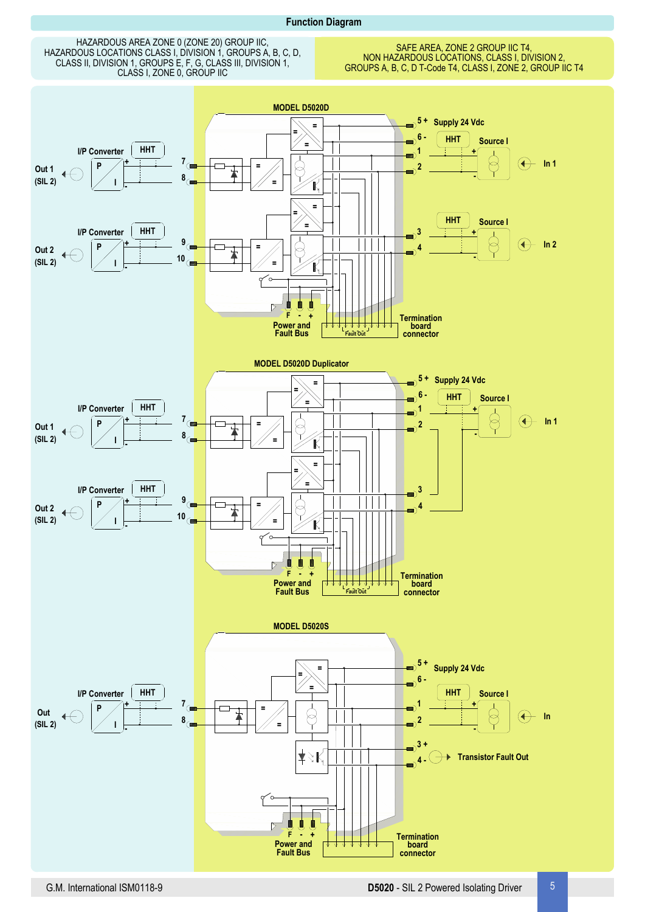## Function Diagram

HAZARDOUS AREA ZONE 0 (ZONE 20) GROUP IIC,
HAZARDOUS LOCATIONS CLASS I, DIVISION 1, GROUPS A, B, C, D,
CLASS II, DIVISION 1, GROUPS E, F, G, CLASS III, DIVISION 1,
CLASS I, ZONE 0, GROUP IIC

SAFE AREA, ZONE 2 GROUP IIC T4,
NON HAZARDOUS LOCATIONS, CLASS I, DIVISION 2,
GROUPS A, B, C, D T-Code T4, CLASS I, ZONE 2, GROUP IIC T4

### MODEL D5020D

Out 1 (SIL 2) — I/P Converter P / I — HHT — 7, 8

Out 2 (SIL 2) — I/P Converter P / I — HHT — 9, 10

5 + 6 - Supply 24 Vdc

1, 2 — HHT — Source I — In 1

3, 4 — HHT — Source I — In 2

F - + Power and Fault Bus

Fault Out — Termination board connector

### MODEL D5020D Duplicator

Out 1 (SIL 2) — I/P Converter P / I — HHT — 7, 8

Out 2 (SIL 2) — I/P Converter P / I — HHT — 9, 10

5 + 6 - Supply 24 Vdc

1, 2, 3, 4 — HHT — Source I — In 1

F - + Power and Fault Bus

Fault Out — Termination board connector

### MODEL D5020S

Out (SIL 2) — I/P Converter P / I — HHT — 7, 8

5 + 6 - Supply 24 Vdc

1, 2 — HHT — Source I — In

3 + 4 - Transistor Fault Out

F - + Power and Fault Bus

Termination board connector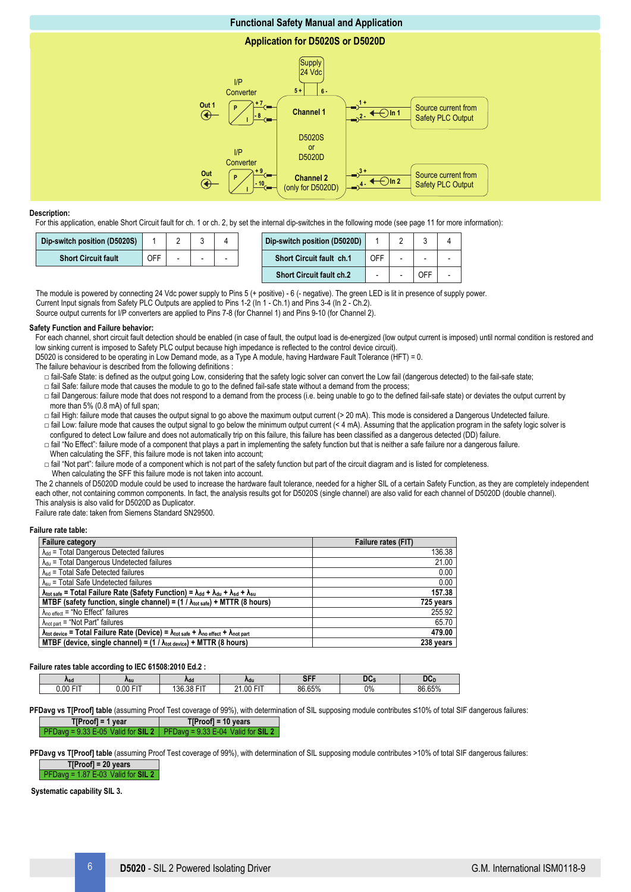# Functional Safety Manual and Application

## Application for D5020S or D5020D

Supply 24 Vdc

5 + 6 -

I/P Converter

Out 1

P / I

+ 7
- 8

Channel 1

1 +
2 -

In 1

Source current from Safety PLC Output

D5020S or D5020D

I/P Converter

Out

P / I

+ 9
- 10

Channel 2 (only for D5020D)

3 +
4 -

In 2

Source current from Safety PLC Output

**Description:**

For this application, enable Short Circuit fault for ch. 1 or ch. 2, by set the internal dip-switches in the following mode (see page 11 for more information):

| Dip-switch position (D5020S) | 1 | 2 | 3 | 4 |
|---|---|---|---|---|
| Short Circuit fault | OFF | - | - | - |

| Dip-switch position (D5020D) | 1 | 2 | 3 | 4 |
|---|---|---|---|---|
| Short Circuit fault ch.1 | OFF | - | - | - |
| Short Circuit fault ch.2 | - | - | OFF | - |

The module is powered by connecting 24 Vdc power supply to Pins 5 (+ positive) - 6 (- negative). The green LED is lit in presence of supply power.
Current Input signals from Safety PLC Outputs are applied to Pins 1-2 (In 1 - Ch.1) and Pins 3-4 (In 2 - Ch.2).
Source output currents for I/P converters are applied to Pins 7-8 (for Channel 1) and Pins 9-10 (for Channel 2).

**Safety Function and Failure behavior:**

For each channel, short circuit fault detection should be enabled (in case of fault, the output load is de-energized (low output current is imposed) until normal condition is restored and low sinking current is imposed to Safety PLC output because high impedance is reflected to the control device circuit).
D5020 is considered to be operating in Low Demand mode, as a Type A module, having Hardware Fault Tolerance (HFT) = 0.
The failure behaviour is described from the following definitions :

- □ fail-Safe State: is defined as the output going Low, considering that the safety logic solver can convert the Low fail (dangerous detected) to the fail-safe state;
- □ fail Safe: failure mode that causes the module to go to the defined fail-safe state without a demand from the process;
- □ fail Dangerous: failure mode that does not respond to a demand from the process (i.e. being unable to go to the defined fail-safe state) or deviates the output current by more than 5% (0.8 mA) of full span;
- □ fail High: failure mode that causes the output signal to go above the maximum output current (> 20 mA). This mode is considered a Dangerous Undetected failure.
- □ fail Low: failure mode that causes the output signal to go below the minimum output current (< 4 mA). Assuming that the application program in the safety logic solver is configured to detect Low failure and does not automatically trip on this failure, this failure has been classified as a dangerous detected (DD) failure.
- □ fail "No Effect": failure mode of a component that plays a part in implementing the safety function but that is neither a safe failure nor a dangerous failure. When calculating the SFF, this failure mode is not taken into account;
- □ fail "Not part": failure mode of a component which is not part of the safety function but part of the circuit diagram and is listed for completeness. When calculating the SFF this failure mode is not taken into account.

The 2 channels of D5020D module could be used to increase the hardware fault tolerance, needed for a higher SIL of a certain Safety Function, as they are completely independent each other, not containing common components. In fact, the analysis results got for D5020S (single channel) are also valid for each channel of D5020D (double channel).
This analysis is also valid for D5020D as Duplicator.
Failure rate date: taken from Siemens Standard SN29500.

**Failure rate table:**

| Failure category | Failure rates (FIT) |
|---|---|
| $\lambda_{dd}$ = Total Dangerous Detected failures | 136.38 |
| $\lambda_{du}$ = Total Dangerous Undetected failures | 21.00 |
| $\lambda_{sd}$ = Total Safe Detected failures | 0.00 |
| $\lambda_{su}$ = Total Safe Undetected failures | 0.00 |
| **$\lambda_{tot\ safe}$ = Total Failure Rate (Safety Function) = $\lambda_{dd} + \lambda_{du} + \lambda_{sd} + \lambda_{su}$** | **157.38** |
| **MTBF (safety function, single channel) = (1 / $\lambda_{tot\ safe}$) + MTTR (8 hours)** | **725 years** |
| $\lambda_{no\ effect}$ = "No Effect" failures | 255.92 |
| $\lambda_{not\ part}$ = "Not Part" failures | 65.70 |
| **$\lambda_{tot\ device}$ = Total Failure Rate (Device) = $\lambda_{tot\ safe} + \lambda_{no\ effect} + \lambda_{not\ part}$** | **479.00** |
| **MTBF (device, single channel) = (1 / $\lambda_{tot\ device}$) + MTTR (8 hours)** | **238 years** |

**Failure rates table according to IEC 61508:2010 Ed.2 :**

| $\lambda_{sd}$ | $\lambda_{su}$ | $\lambda_{dd}$ | $\lambda_{du}$ | SFF | $DC_S$ | $DC_D$ |
|---|---|---|---|---|---|---|
| 0.00 FIT | 0.00 FIT | 136.38 FIT | 21.00 FIT | 86.65% | 0% | 86.65% |

**PFDavg vs T[Proof] table** (assuming Proof Test coverage of 99%), with determination of SIL supposing module contributes ≤10% of total SIF dangerous failures:

| T[Proof] = 1 year | T[Proof] = 10 years |
|---|---|
| PFDavg = 9.33 E-05 Valid for **SIL 2** | PFDavg = 9.33 E-04 Valid for **SIL 2** |

**PFDavg vs T[Proof] table** (assuming Proof Test coverage of 99%), with determination of SIL supposing module contributes >10% of total SIF dangerous failures:

| T[Proof] = 20 years |
|---|
| PFDavg = 1.87 E-03 Valid for **SIL 2** |

**Systematic capability SIL 3.**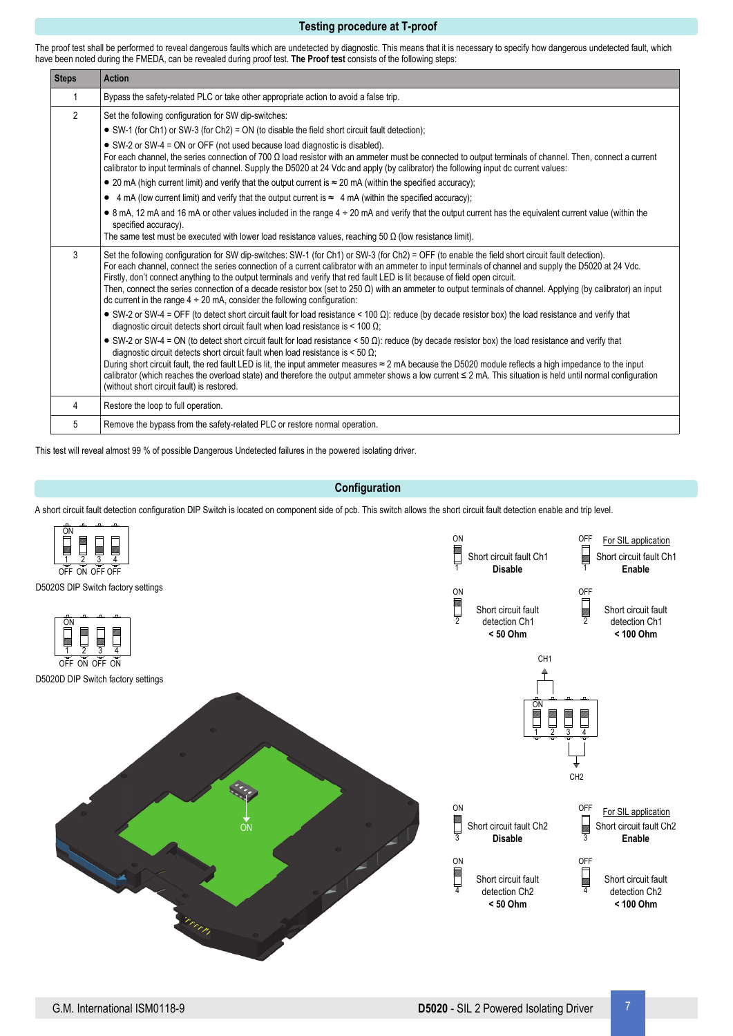## Testing procedure at T-proof

The proof test shall be performed to reveal dangerous faults which are undetected by diagnostic. This means that it is necessary to specify how dangerous undetected fault, which have been noted during the FMEDA, can be revealed during proof test. **The Proof test** consists of the following steps:

| Steps | Action |
|---|---|
| 1 | Bypass the safety-related PLC or take other appropriate action to avoid a false trip. |
| 2 | Set the following configuration for SW dip-switches:<br>● SW-1 (for Ch1) or SW-3 (for Ch2) = ON (to disable the field short circuit fault detection);<br>● SW-2 or SW-4 = ON or OFF (not used because load diagnostic is disabled).<br>For each channel, the series connection of 700 Ω load resistor with an ammeter must be connected to output terminals of channel. Then, connect a current calibrator to input terminals of channel. Supply the D5020 at 24 Vdc and apply (by calibrator) the following input dc current values:<br>● 20 mA (high current limit) and verify that the output current is ≈ 20 mA (within the specified accuracy);<br>● 4 mA (low current limit) and verify that the output current is ≈ 4 mA (within the specified accuracy);<br>● 8 mA, 12 mA and 16 mA or other values included in the range 4 ÷ 20 mA and verify that the output current has the equivalent current value (within the specified accuracy).<br>The same test must be executed with lower load resistance values, reaching 50 Ω (low resistance limit). |
| 3 | Set the following configuration for SW dip-switches: SW-1 (for Ch1) or SW-3 (for Ch2) = OFF (to enable the field short circuit fault detection).<br>For each channel, connect the series connection of a current calibrator with an ammeter to input terminals of channel and supply the D5020 at 24 Vdc.<br>Firstly, don't connect anything to the output terminals and verify that red fault LED is lit because of field open circuit.<br>Then, connect the series connection of a decade resistor box (set to 250 Ω) with an ammeter to output terminals of channel. Applying (by calibrator) an input dc current in the range 4 ÷ 20 mA, consider the following configuration:<br>● SW-2 or SW-4 = OFF (to detect short circuit fault for load resistance < 100 Ω): reduce (by decade resistor box) the load resistance and verify that diagnostic circuit detects short circuit fault when load resistance is < 100 Ω;<br>● SW-2 or SW-4 = ON (to detect short circuit fault for load resistance < 50 Ω): reduce (by decade resistor box) the load resistance and verify that diagnostic circuit detects short circuit fault when load resistance is < 50 Ω;<br>During short circuit fault, the red fault LED is lit, the input ammeter measures ≈ 2 mA because the D5020 module reflects a high impedance to the input calibrator (which reaches the overload state) and therefore the output ammeter shows a low current ≤ 2 mA. This situation is held until normal configuration (without short circuit fault) is restored. |
| 4 | Restore the loop to full operation. |
| 5 | Remove the bypass from the safety-related PLC or restore normal operation. |

This test will reveal almost 99 % of possible Dangerous Undetected failures in the powered isolating driver.

## Configuration

A short circuit fault detection configuration DIP Switch is located on component side of pcb. This switch allows the short circuit fault detection enable and trip level.

1 2 3 4: OFF ON OFF OFF
D5020S DIP Switch factory settings

1 2 3 4: OFF ON OFF ON
D5020D DIP Switch factory settings

| Switch | ON | OFF (For SIL application) |
|---|---|---|
| 1 | Short circuit fault Ch1 **Disable** | Short circuit fault Ch1 **Enable** |
| 2 | Short circuit fault detection Ch1 **< 50 Ohm** | Short circuit fault detection Ch1 **< 100 Ohm** |
| 3 | Short circuit fault Ch2 **Disable** | Short circuit fault Ch2 **Enable** |
| 4 | Short circuit fault detection Ch2 **< 50 Ohm** | Short circuit fault detection Ch2 **< 100 Ohm** |

CH1 (switches 1, 2) — CH2 (switches 3, 4)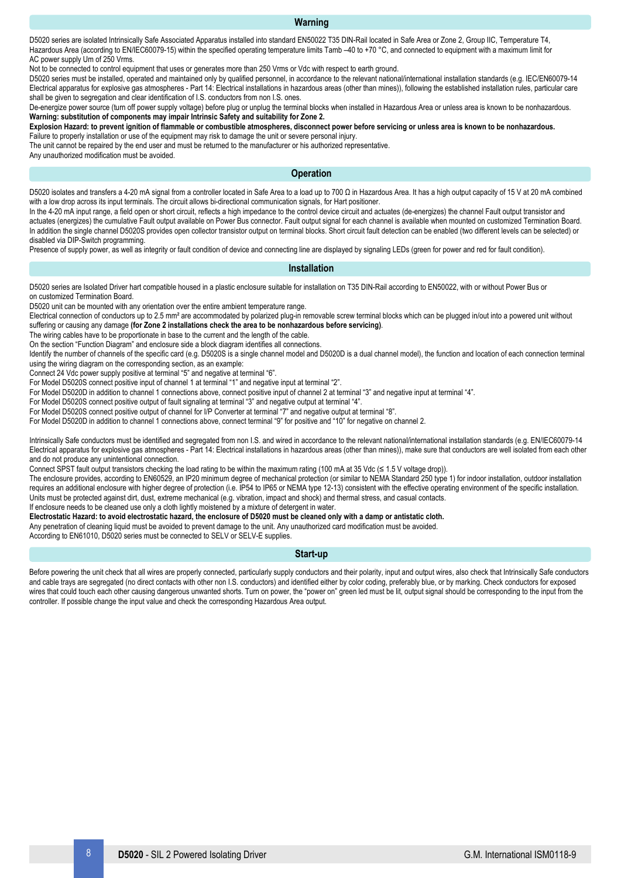## Warning

D5020 series are isolated Intrinsically Safe Associated Apparatus installed into standard EN50022 T35 DIN-Rail located in Safe Area or Zone 2, Group IIC, Temperature T4, Hazardous Area (according to EN/IEC60079-15) within the specified operating temperature limits Tamb –40 to +70 °C, and connected to equipment with a maximum limit for AC power supply Um of 250 Vrms.
Not to be connected to control equipment that uses or generates more than 250 Vrms or Vdc with respect to earth ground.
D5020 series must be installed, operated and maintained only by qualified personnel, in accordance to the relevant national/international installation standards (e.g. IEC/EN60079-14 Electrical apparatus for explosive gas atmospheres - Part 14: Electrical installations in hazardous areas (other than mines)), following the established installation rules, particular care shall be given to segregation and clear identification of I.S. conductors from non I.S. ones.
De-energize power source (turn off power supply voltage) before plug or unplug the terminal blocks when installed in Hazardous Area or unless area is known to be nonhazardous.
**Warning: substitution of components may impair Intrinsic Safety and suitability for Zone 2.**
**Explosion Hazard: to prevent ignition of flammable or combustible atmospheres, disconnect power before servicing or unless area is known to be nonhazardous.**
Failure to properly installation or use of the equipment may risk to damage the unit or severe personal injury.
The unit cannot be repaired by the end user and must be returned to the manufacturer or his authorized representative.
Any unauthorized modification must be avoided.

## Operation

D5020 isolates and transfers a 4-20 mA signal from a controller located in Safe Area to a load up to 700 Ω in Hazardous Area. It has a high output capacity of 15 V at 20 mA combined with a low drop across its input terminals. The circuit allows bi-directional communication signals, for Hart positioner.
In the 4-20 mA input range, a field open or short circuit, reflects a high impedance to the control device circuit and actuates (de-energizes) the channel Fault output transistor and actuates (energizes) the cumulative Fault output available on Power Bus connector. Fault output signal for each channel is available when mounted on customized Termination Board. In addition the single channel D5020S provides open collector transistor output on terminal blocks. Short circuit fault detection can be enabled (two different levels can be selected) or disabled via DIP-Switch programming.
Presence of supply power, as well as integrity or fault condition of device and connecting line are displayed by signaling LEDs (green for power and red for fault condition).

## Installation

D5020 series are Isolated Driver hart compatible housed in a plastic enclosure suitable for installation on T35 DIN-Rail according to EN50022, with or without Power Bus or on customized Termination Board.
D5020 unit can be mounted with any orientation over the entire ambient temperature range.
Electrical connection of conductors up to 2.5 mm² are accommodated by polarized plug-in removable screw terminal blocks which can be plugged in/out into a powered unit without suffering or causing any damage **(for Zone 2 installations check the area to be nonhazardous before servicing)**.
The wiring cables have to be proportionate in base to the current and the length of the cable.
On the section "Function Diagram" and enclosure side a block diagram identifies all connections.
Identify the number of channels of the specific card (e.g. D5020S is a single channel model and D5020D is a dual channel model), the function and location of each connection terminal using the wiring diagram on the corresponding section, as an example:
Connect 24 Vdc power supply positive at terminal "5" and negative at terminal "6".
For Model D5020S connect positive input of channel 1 at terminal "1" and negative input at terminal "2".
For Model D5020D in addition to channel 1 connections above, connect positive input of channel 2 at terminal "3" and negative input at terminal "4".
For Model D5020S connect positive output of fault signaling at terminal "3" and negative output at terminal "4".
For Model D5020S connect positive output of channel for I/P Converter at terminal "7" and negative output at terminal "8".
For Model D5020D in addition to channel 1 connections above, connect terminal "9" for positive and "10" for negative on channel 2.

Intrinsically Safe conductors must be identified and segregated from non I.S. and wired in accordance to the relevant national/international installation standards (e.g. EN/IEC60079-14 Electrical apparatus for explosive gas atmospheres - Part 14: Electrical installations in hazardous areas (other than mines)), make sure that conductors are well isolated from each other and do not produce any unintentional connection.
Connect SPST fault output transistors checking the load rating to be within the maximum rating (100 mA at 35 Vdc (≤ 1.5 V voltage drop)).
The enclosure provides, according to EN60529, an IP20 minimum degree of mechanical protection (or similar to NEMA Standard 250 type 1) for indoor installation, outdoor installation requires an additional enclosure with higher degree of protection (i.e. IP54 to IP65 or NEMA type 12-13) consistent with the effective operating environment of the specific installation. Units must be protected against dirt, dust, extreme mechanical (e.g. vibration, impact and shock) and thermal stress, and casual contacts.
If enclosure needs to be cleaned use only a cloth lightly moistened by a mixture of detergent in water.
**Electrostatic Hazard: to avoid electrostatic hazard, the enclosure of D5020 must be cleaned only with a damp or antistatic cloth.**
Any penetration of cleaning liquid must be avoided to prevent damage to the unit. Any unauthorized card modification must be avoided.
According to EN61010, D5020 series must be connected to SELV or SELV-E supplies.

## Start-up

Before powering the unit check that all wires are properly connected, particularly supply conductors and their polarity, input and output wires, also check that Intrinsically Safe conductors and cable trays are segregated (no direct contacts with other non I.S. conductors) and identified either by color coding, preferably blue, or by marking. Check conductors for exposed wires that could touch each other causing dangerous unwanted shorts. Turn on power, the "power on" green led must be lit, output signal should be corresponding to the input from the controller. If possible change the input value and check the corresponding Hazardous Area output.